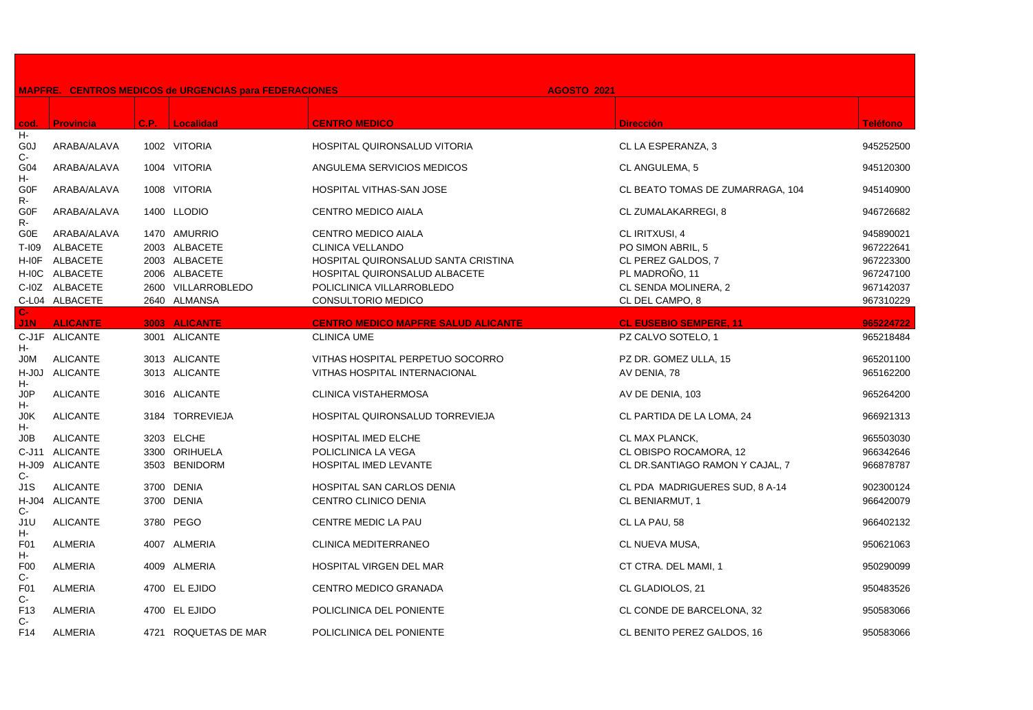**MAPFRE. CENTROS MEDICOS de URGENCIAS para FEDERACIONES** **AGOSTO 2021**

| cod. | Provincia | C.P. | Localidad | CENTRO MEDICO | Dirección | Teléfono |
|---|---|---|---|---|---|---|
| H-G0J | ARABA/ALAVA | 1002 | VITORIA | HOSPITAL QUIRONSALUD VITORIA | CL LA ESPERANZA, 3 | 945252500 |
| C-G04 | ARABA/ALAVA | 1004 | VITORIA | ANGULEMA SERVICIOS MEDICOS | CL ANGULEMA, 5 | 945120300 |
| H-G0F | ARABA/ALAVA | 1008 | VITORIA | HOSPITAL VITHAS-SAN JOSE | CL BEATO TOMAS DE ZUMARRAGA, 104 | 945140900 |
| R-G0F | ARABA/ALAVA | 1400 | LLODIO | CENTRO MEDICO AIALA | CL ZUMALAKARREGI, 8 | 946726682 |
| R-G0E | ARABA/ALAVA | 1470 | AMURRIO | CENTRO MEDICO AIALA | CL IRITXUSI, 4 | 945890021 |
| T-I09 | ALBACETE | 2003 | ALBACETE | CLINICA VELLANDO | PO SIMON ABRIL, 5 | 967222641 |
| H-I0F | ALBACETE | 2003 | ALBACETE | HOSPITAL QUIRONSALUD SANTA CRISTINA | CL PEREZ GALDOS, 7 | 967223300 |
| H-I0C | ALBACETE | 2006 | ALBACETE | HOSPITAL QUIRONSALUD ALBACETE | PL MADROÑO, 11 | 967247100 |
| C-I0Z | ALBACETE | 2600 | VILLARROBLEDO | POLICLINICA VILLARROBLEDO | CL SENDA MOLINERA, 2 | 967142037 |
| C-L04 | ALBACETE | 2640 | ALMANSA | CONSULTORIO MEDICO | CL DEL CAMPO, 8 | 967310229 |
| **C-J1N** | **ALICANTE** | **3003** | **ALICANTE** | **CENTRO MEDICO MAPFRE SALUD ALICANTE** | **CL EUSEBIO SEMPERE, 11** | **965224722** |
| C-J1F | ALICANTE | 3001 | ALICANTE | CLINICA UME | PZ CALVO SOTELO, 1 | 965218484 |
| H-J0M | ALICANTE | 3013 | ALICANTE | VITHAS HOSPITAL PERPETUO SOCORRO | PZ DR. GOMEZ ULLA, 15 | 965201100 |
| H-J0J | ALICANTE | 3013 | ALICANTE | VITHAS HOSPITAL INTERNACIONAL | AV DENIA, 78 | 965162200 |
| H-J0P | ALICANTE | 3016 | ALICANTE | CLINICA VISTAHERMOSA | AV DE DENIA, 103 | 965264200 |
| H-J0K | ALICANTE | 3184 | TORREVIEJA | HOSPITAL QUIRONSALUD TORREVIEJA | CL PARTIDA DE LA LOMA, 24 | 966921313 |
| H-J0B | ALICANTE | 3203 | ELCHE | HOSPITAL IMED ELCHE | CL MAX PLANCK, | 965503030 |
| C-J11 | ALICANTE | 3300 | ORIHUELA | POLICLINICA LA VEGA | CL OBISPO ROCAMORA, 12 | 966342646 |
| H-J09 | ALICANTE | 3503 | BENIDORM | HOSPITAL IMED LEVANTE | CL DR.SANTIAGO RAMON Y CAJAL, 7 | 966878787 |
| C-J1S | ALICANTE | 3700 | DENIA | HOSPITAL SAN CARLOS DENIA | CL PDA MADRIGUERES SUD, 8 A-14 | 902300124 |
| H-J04 | ALICANTE | 3700 | DENIA | CENTRO CLINICO DENIA | CL BENIARMUT, 1 | 966420079 |
| C-J1U | ALICANTE | 3780 | PEGO | CENTRE MEDIC LA PAU | CL LA PAU, 58 | 966402132 |
| H-F01 | ALMERIA | 4007 | ALMERIA | CLINICA MEDITERRANEO | CL NUEVA MUSA, | 950621063 |
| H-F00 | ALMERIA | 4009 | ALMERIA | HOSPITAL VIRGEN DEL MAR | CT CTRA. DEL MAMI, 1 | 950290099 |
| C-F01 | ALMERIA | 4700 | EL EJIDO | CENTRO MEDICO GRANADA | CL GLADIOLOS, 21 | 950483526 |
| C-F13 | ALMERIA | 4700 | EL EJIDO | POLICLINICA DEL PONIENTE | CL CONDE DE BARCELONA, 32 | 950583066 |
| C-F14 | ALMERIA | 4721 | ROQUETAS DE MAR | POLICLINICA DEL PONIENTE | CL BENITO PEREZ GALDOS, 16 | 950583066 |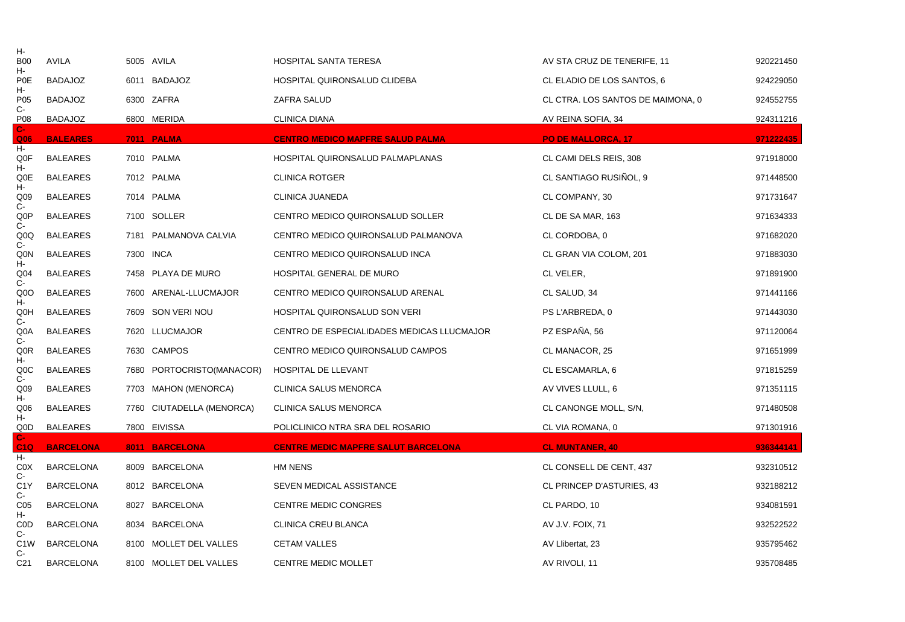| | | | | | |
|---|---|---|---|---|---|
| H-B00 | AVILA | 5005 AVILA | HOSPITAL SANTA TERESA | AV STA CRUZ DE TENERIFE, 11 | 920221450 |
| H-P0E | BADAJOZ | 6011 BADAJOZ | HOSPITAL QUIRONSALUD CLIDEBA | CL ELADIO DE LOS SANTOS, 6 | 924229050 |
| H-P05 | BADAJOZ | 6300 ZAFRA | ZAFRA SALUD | CL CTRA. LOS SANTOS DE MAIMONA, 0 | 924552755 |
| C-P08 | BADAJOZ | 6800 MERIDA | CLINICA DIANA | AV REINA SOFIA, 34 | 924311216 |
| **C-Q06** | **BALEARES** | **7011 PALMA** | **CENTRO MEDICO MAPFRE SALUD PALMA** | **PO DE MALLORCA, 17** | **971222435** |
| H-Q0F | BALEARES | 7010 PALMA | HOSPITAL QUIRONSALUD PALMAPLANAS | CL CAMI DELS REIS, 308 | 971918000 |
| H-Q0E | BALEARES | 7012 PALMA | CLINICA ROTGER | CL SANTIAGO RUSIÑOL, 9 | 971448500 |
| H-Q09 | BALEARES | 7014 PALMA | CLINICA JUANEDA | CL COMPANY, 30 | 971731647 |
| C-Q0P | BALEARES | 7100 SOLLER | CENTRO MEDICO QUIRONSALUD SOLLER | CL DE SA MAR, 163 | 971634333 |
| C-Q0Q | BALEARES | 7181 PALMANOVA CALVIA | CENTRO MEDICO QUIRONSALUD PALMANOVA | CL CORDOBA, 0 | 971682020 |
| C-Q0N | BALEARES | 7300 INCA | CENTRO MEDICO QUIRONSALUD INCA | CL GRAN VIA COLOM, 201 | 971883030 |
| H-Q04 | BALEARES | 7458 PLAYA DE MURO | HOSPITAL GENERAL DE MURO | CL VELER, | 971891900 |
| C-Q0O | BALEARES | 7600 ARENAL-LLUCMAJOR | CENTRO MEDICO QUIRONSALUD ARENAL | CL SALUD, 34 | 971441166 |
| H-Q0H | BALEARES | 7609 SON VERI NOU | HOSPITAL QUIRONSALUD SON VERI | PS L'ARBREDA, 0 | 971443030 |
| C-Q0A | BALEARES | 7620 LLUCMAJOR | CENTRO DE ESPECIALIDADES MEDICAS LLUCMAJOR | PZ ESPAÑA, 56 | 971120064 |
| C-Q0R | BALEARES | 7630 CAMPOS | CENTRO MEDICO QUIRONSALUD CAMPOS | CL MANACOR, 25 | 971651999 |
| H-Q0C | BALEARES | 7680 PORTOCRISTO(MANACOR) | HOSPITAL DE LLEVANT | CL ESCAMARLA, 6 | 971815259 |
| C-Q09 | BALEARES | 7703 MAHON (MENORCA) | CLINICA SALUS MENORCA | AV VIVES LLULL, 6 | 971351115 |
| H-Q06 | BALEARES | 7760 CIUTADELLA (MENORCA) | CLINICA SALUS MENORCA | CL CANONGE MOLL, S/N, | 971480508 |
| H-Q0D | BALEARES | 7800 EIVISSA | POLICLINICO NTRA SRA DEL ROSARIO | CL VIA ROMANA, 0 | 971301916 |
| **C-C1Q** | **BARCELONA** | **8011 BARCELONA** | **CENTRE MEDIC MAPFRE SALUT BARCELONA** | **CL MUNTANER, 40** | **936344141** |
| H-C0X | BARCELONA | 8009 BARCELONA | HM NENS | CL CONSELL DE CENT, 437 | 932310512 |
| C-C1Y | BARCELONA | 8012 BARCELONA | SEVEN MEDICAL ASSISTANCE | CL PRINCEP D'ASTURIES, 43 | 932188212 |
| C-C05 | BARCELONA | 8027 BARCELONA | CENTRE MEDIC CONGRES | CL PARDO, 10 | 934081591 |
| H-C0D | BARCELONA | 8034 BARCELONA | CLINICA CREU BLANCA | AV J.V. FOIX, 71 | 932522522 |
| C-C1W | BARCELONA | 8100 MOLLET DEL VALLES | CETAM VALLES | AV Llibertat, 23 | 935795462 |
| C-C21 | BARCELONA | 8100 MOLLET DEL VALLES | CENTRE MEDIC MOLLET | AV RIVOLI, 11 | 935708485 |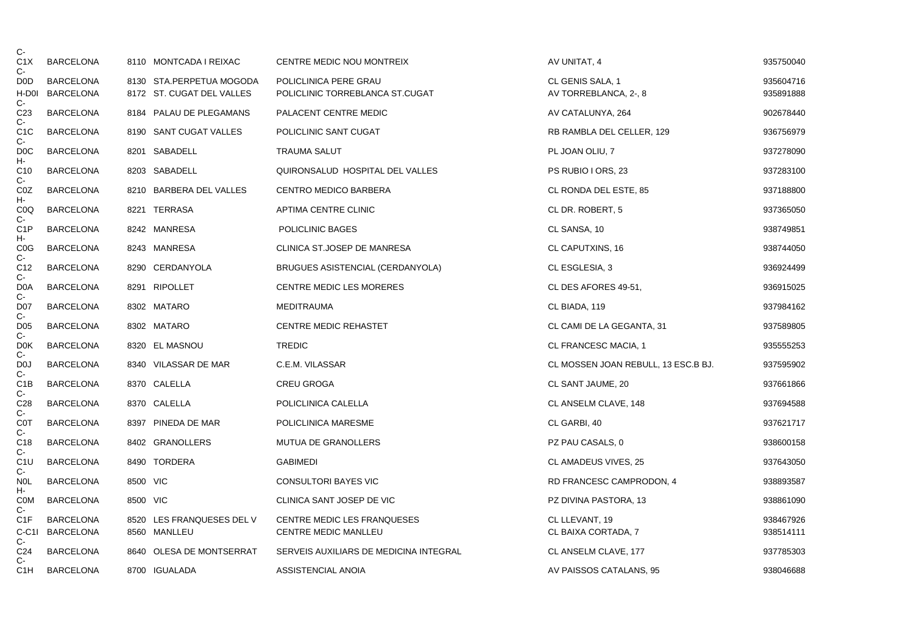| | | | | | | |
|---|---|---|---|---|---|---|
| C-C1X | BARCELONA | 8110 | MONTCADA I REIXAC | CENTRE MEDIC NOU MONTREIX | AV UNITAT, 4 | 935750040 |
| C-D0D | BARCELONA | 8130 | STA.PERPETUA MOGODA | POLICLINICA PERE GRAU | CL GENIS SALA, 1 | 935604716 |
| H-D0I | BARCELONA | 8172 | ST. CUGAT DEL VALLES | POLICLINIC TORREBLANCA ST.CUGAT | AV TORREBLANCA, 2-, 8 | 935891888 |
| C-C23 | BARCELONA | 8184 | PALAU DE PLEGAMANS | PALACENT CENTRE MEDIC | AV CATALUNYA, 264 | 902678440 |
| C-C1C | BARCELONA | 8190 | SANT CUGAT VALLES | POLICLINIC SANT CUGAT | RB RAMBLA DEL CELLER, 129 | 936756979 |
| C-D0C | BARCELONA | 8201 | SABADELL | TRAUMA SALUT | PL JOAN OLIU, 7 | 937278090 |
| H-C10 | BARCELONA | 8203 | SABADELL | QUIRONSALUD HOSPITAL DEL VALLES | PS RUBIO I ORS, 23 | 937283100 |
| C-C0Z | BARCELONA | 8210 | BARBERA DEL VALLES | CENTRO MEDICO BARBERA | CL RONDA DEL ESTE, 85 | 937188800 |
| H-C0Q | BARCELONA | 8221 | TERRASA | APTIMA CENTRE CLINIC | CL DR. ROBERT, 5 | 937365050 |
| C-C1P | BARCELONA | 8242 | MANRESA | POLICLINIC BAGES | CL SANSA, 10 | 938749851 |
| H-C0G | BARCELONA | 8243 | MANRESA | CLINICA ST.JOSEP DE MANRESA | CL CAPUTXINS, 16 | 938744050 |
| C-C12 | BARCELONA | 8290 | CERDANYOLA | BRUGUES ASISTENCIAL (CERDANYOLA) | CL ESGLESIA, 3 | 936924499 |
| C-D0A | BARCELONA | 8291 | RIPOLLET | CENTRE MEDIC LES MORERES | CL DES AFORES 49-51, | 936915025 |
| C-D07 | BARCELONA | 8302 | MATARO | MEDITRAUMA | CL BIADA, 119 | 937984162 |
| C-D05 | BARCELONA | 8302 | MATARO | CENTRE MEDIC REHASTET | CL CAMI DE LA GEGANTA, 31 | 937589805 |
| C-D0K | BARCELONA | 8320 | EL MASNOU | TREDIC | CL FRANCESC MACIA, 1 | 935555253 |
| C-D0J | BARCELONA | 8340 | VILASSAR DE MAR | C.E.M. VILASSAR | CL MOSSEN JOAN REBULL, 13 ESC.B BJ. | 937595902 |
| C-C1B | BARCELONA | 8370 | CALELLA | CREU GROGA | CL SANT JAUME, 20 | 937661866 |
| C-C28 | BARCELONA | 8370 | CALELLA | POLICLINICA CALELLA | CL ANSELM CLAVE, 148 | 937694588 |
| C-C0T | BARCELONA | 8397 | PINEDA DE MAR | POLICLINICA MARESME | CL GARBI, 40 | 937621717 |
| C-C18 | BARCELONA | 8402 | GRANOLLERS | MUTUA DE GRANOLLERS | PZ PAU CASALS, 0 | 938600158 |
| C-C1U | BARCELONA | 8490 | TORDERA | GABIMEDI | CL AMADEUS VIVES, 25 | 937643050 |
| C-N0L | BARCELONA | 8500 | VIC | CONSULTORI BAYES VIC | RD FRANCESC CAMPRODON, 4 | 938893587 |
| H-C0M | BARCELONA | 8500 | VIC | CLINICA SANT JOSEP DE VIC | PZ DIVINA PASTORA, 13 | 938861090 |
| C-C1F | BARCELONA | 8520 | LES FRANQUESES DEL V | CENTRE MEDIC LES FRANQUESES | CL LLEVANT, 19 | 938467926 |
| C-C1I | BARCELONA | 8560 | MANLLEU | CENTRE MEDIC MANLLEU | CL BAIXA CORTADA, 7 | 938514111 |
| C-C24 | BARCELONA | 8640 | OLESA DE MONTSERRAT | SERVEIS AUXILIARS DE MEDICINA INTEGRAL | CL ANSELM CLAVE, 177 | 937785303 |
| C-C1H | BARCELONA | 8700 | IGUALADA | ASSISTENCIAL ANOIA | AV PAISSOS CATALANS, 95 | 938046688 |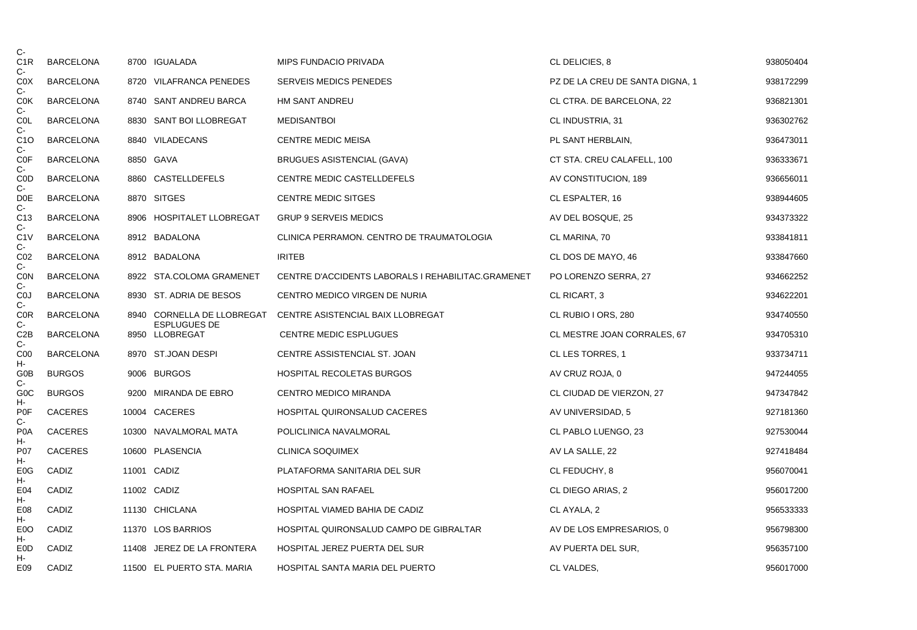| | | | | | | |
|---|---|---|---|---|---|---|
| C-C1R | BARCELONA | 8700 | IGUALADA | MIPS FUNDACIO PRIVADA | CL DELICIES, 8 | 938050404 |
| C-C0X | BARCELONA | 8720 | VILAFRANCA PENEDES | SERVEIS MEDICS PENEDES | PZ DE LA CREU DE SANTA DIGNA, 1 | 938172299 |
| C-C0K | BARCELONA | 8740 | SANT ANDREU BARCA | HM SANT ANDREU | CL CTRA. DE BARCELONA, 22 | 936821301 |
| C-C0L | BARCELONA | 8830 | SANT BOI LLOBREGAT | MEDISANTBOI | CL INDUSTRIA, 31 | 936302762 |
| C-C1O | BARCELONA | 8840 | VILADECANS | CENTRE MEDIC MEISA | PL SANT HERBLAIN, | 936473011 |
| C-C0F | BARCELONA | 8850 | GAVA | BRUGUES ASISTENCIAL (GAVA) | CT STA. CREU CALAFELL, 100 | 936333671 |
| C-C0D | BARCELONA | 8860 | CASTELLDEFELS | CENTRE MEDIC CASTELLDEFELS | AV CONSTITUCION, 189 | 936656011 |
| C-D0E | BARCELONA | 8870 | SITGES | CENTRE MEDIC SITGES | CL ESPALTER, 16 | 938944605 |
| C-C13 | BARCELONA | 8906 | HOSPITALET LLOBREGAT | GRUP 9 SERVEIS MEDICS | AV DEL BOSQUE, 25 | 934373322 |
| C-C1V | BARCELONA | 8912 | BADALONA | CLINICA PERRAMON. CENTRO DE TRAUMATOLOGIA | CL MARINA, 70 | 933841811 |
| C-C02 | BARCELONA | 8912 | BADALONA | IRITEB | CL DOS DE MAYO, 46 | 933847660 |
| C-C0N | BARCELONA | 8922 | STA.COLOMA GRAMENET | CENTRE D'ACCIDENTS LABORALS I REHABILITAC.GRAMENET | PO LORENZO SERRA, 27 | 934662252 |
| C-C0J | BARCELONA | 8930 | ST. ADRIA DE BESOS | CENTRO MEDICO VIRGEN DE NURIA | CL RICART, 3 | 934622201 |
| C-C0R | BARCELONA | 8940 | CORNELLA DE LLOBREGAT | CENTRE ASISTENCIAL BAIX LLOBREGAT | CL RUBIO I ORS, 280 | 934740550 |
| C-C2B | BARCELONA | 8950 | ESPLUGUES DE LLOBREGAT | CENTRE MEDIC ESPLUGUES | CL MESTRE JOAN CORRALES, 67 | 934705310 |
| C-C00 | BARCELONA | 8970 | ST.JOAN DESPI | CENTRE ASSISTENCIAL ST. JOAN | CL LES TORRES, 1 | 933734711 |
| H-G0B | BURGOS | 9006 | BURGOS | HOSPITAL RECOLETAS BURGOS | AV CRUZ ROJA, 0 | 947244055 |
| C-G0C | BURGOS | 9200 | MIRANDA DE EBRO | CENTRO MEDICO MIRANDA | CL CIUDAD DE VIERZON, 27 | 947347842 |
| H-P0F | CACERES | 10004 | CACERES | HOSPITAL QUIRONSALUD CACERES | AV UNIVERSIDAD, 5 | 927181360 |
| C-P0A | CACERES | 10300 | NAVALMORAL MATA | POLICLINICA NAVALMORAL | CL PABLO LUENGO, 23 | 927530044 |
| H-P07 | CACERES | 10600 | PLASENCIA | CLINICA SOQUIMEX | AV LA SALLE, 22 | 927418484 |
| H-E0G | CADIZ | 11001 | CADIZ | PLATAFORMA SANITARIA DEL SUR | CL FEDUCHY, 8 | 956070041 |
| H-E04 | CADIZ | 11002 | CADIZ | HOSPITAL SAN RAFAEL | CL DIEGO ARIAS, 2 | 956017200 |
| H-E08 | CADIZ | 11130 | CHICLANA | HOSPITAL VIAMED BAHIA DE CADIZ | CL AYALA, 2 | 956533333 |
| H-E0O | CADIZ | 11370 | LOS BARRIOS | HOSPITAL QUIRONSALUD CAMPO DE GIBRALTAR | AV DE LOS EMPRESARIOS, 0 | 956798300 |
| H-E0D | CADIZ | 11408 | JEREZ DE LA FRONTERA | HOSPITAL JEREZ PUERTA DEL SUR | AV PUERTA DEL SUR, | 956357100 |
| H-E09 | CADIZ | 11500 | EL PUERTO STA. MARIA | HOSPITAL SANTA MARIA DEL PUERTO | CL VALDES, | 956017000 |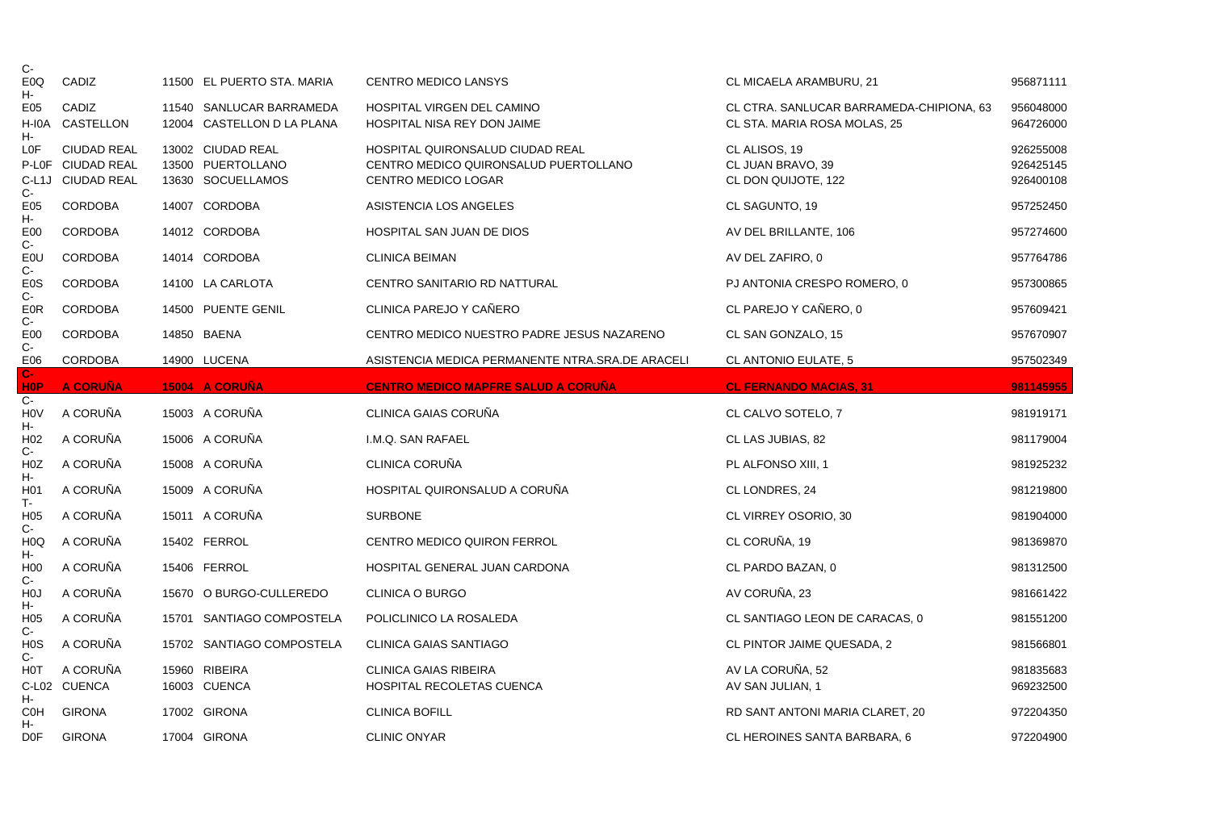| | | | | | | |
|---|---|---|---|---|---|---|
| C-E0Q | CADIZ | 11500 | EL PUERTO STA. MARIA | CENTRO MEDICO LANSYS | CL MICAELA ARAMBURU, 21 | 956871111 |
| H-E05 | CADIZ | 11540 | SANLUCAR BARRAMEDA | HOSPITAL VIRGEN DEL CAMINO | CL CTRA. SANLUCAR BARRAMEDA-CHIPIONA, 63 | 956048000 |
| H-I0A | CASTELLON | 12004 | CASTELLON D LA PLANA | HOSPITAL NISA REY DON JAIME | CL STA. MARIA ROSA MOLAS, 25 | 964726000 |
| H-L0F | CIUDAD REAL | 13002 | CIUDAD REAL | HOSPITAL QUIRONSALUD CIUDAD REAL | CL ALISOS, 19 | 926255008 |
| P-L0F | CIUDAD REAL | 13500 | PUERTOLLANO | CENTRO MEDICO QUIRONSALUD PUERTOLLANO | CL JUAN BRAVO, 39 | 926425145 |
| C-L1J | CIUDAD REAL | 13630 | SOCUELLAMOS | CENTRO MEDICO LOGAR | CL DON QUIJOTE, 122 | 926400108 |
| C-E05 | CORDOBA | 14007 | CORDOBA | ASISTENCIA LOS ANGELES | CL SAGUNTO, 19 | 957252450 |
| H-E00 | CORDOBA | 14012 | CORDOBA | HOSPITAL SAN JUAN DE DIOS | AV DEL BRILLANTE, 106 | 957274600 |
| C-E0U | CORDOBA | 14014 | CORDOBA | CLINICA BEIMAN | AV DEL ZAFIRO, 0 | 957764786 |
| C-E0S | CORDOBA | 14100 | LA CARLOTA | CENTRO SANITARIO RD NATTURAL | PJ ANTONIA CRESPO ROMERO, 0 | 957300865 |
| C-E0R | CORDOBA | 14500 | PUENTE GENIL | CLINICA PAREJO Y CAÑERO | CL PAREJO Y CAÑERO, 0 | 957609421 |
| C-E00 | CORDOBA | 14850 | BAENA | CENTRO MEDICO NUESTRO PADRE JESUS NAZARENO | CL SAN GONZALO, 15 | 957670907 |
| C-E06 | CORDOBA | 14900 | LUCENA | ASISTENCIA MEDICA PERMANENTE NTRA.SRA.DE ARACELI | CL ANTONIO EULATE, 5 | 957502349 |
| **C-H0P** | **A CORUÑA** | **15004** | **A CORUÑA** | **CENTRO MEDICO MAPFRE SALUD A CORUÑA** | **CL FERNANDO MACIAS, 31** | **981145955** |
| C-H0V | A CORUÑA | 15003 | A CORUÑA | CLINICA GAIAS CORUÑA | CL CALVO SOTELO, 7 | 981919171 |
| H-H02 | A CORUÑA | 15006 | A CORUÑA | I.M.Q. SAN RAFAEL | CL LAS JUBIAS, 82 | 981179004 |
| C-H0Z | A CORUÑA | 15008 | A CORUÑA | CLINICA CORUÑA | PL ALFONSO XIII, 1 | 981925232 |
| H-H01 | A CORUÑA | 15009 | A CORUÑA | HOSPITAL QUIRONSALUD A CORUÑA | CL LONDRES, 24 | 981219800 |
| T-H05 | A CORUÑA | 15011 | A CORUÑA | SURBONE | CL VIRREY OSORIO, 30 | 981904000 |
| C-H0Q | A CORUÑA | 15402 | FERROL | CENTRO MEDICO QUIRON FERROL | CL CORUÑA, 19 | 981369870 |
| H-H00 | A CORUÑA | 15406 | FERROL | HOSPITAL GENERAL JUAN CARDONA | CL PARDO BAZAN, 0 | 981312500 |
| C-H0J | A CORUÑA | 15670 | O BURGO-CULLEREDO | CLINICA O BURGO | AV CORUÑA, 23 | 981661422 |
| H-H05 | A CORUÑA | 15701 | SANTIAGO COMPOSTELA | POLICLINICO LA ROSALEDA | CL SANTIAGO LEON DE CARACAS, 0 | 981551200 |
| C-H0S | A CORUÑA | 15702 | SANTIAGO COMPOSTELA | CLINICA GAIAS SANTIAGO | CL PINTOR JAIME QUESADA, 2 | 981566801 |
| C-H0T | A CORUÑA | 15960 | RIBEIRA | CLINICA GAIAS RIBEIRA | AV LA CORUÑA, 52 | 981835683 |
| C-L02 | CUENCA | 16003 | CUENCA | HOSPITAL RECOLETAS CUENCA | AV SAN JULIAN, 1 | 969232500 |
| H-C0H | GIRONA | 17002 | GIRONA | CLINICA BOFILL | RD SANT ANTONI MARIA CLARET, 20 | 972204350 |
| H-D0F | GIRONA | 17004 | GIRONA | CLINIC ONYAR | CL HEROINES SANTA BARBARA, 6 | 972204900 |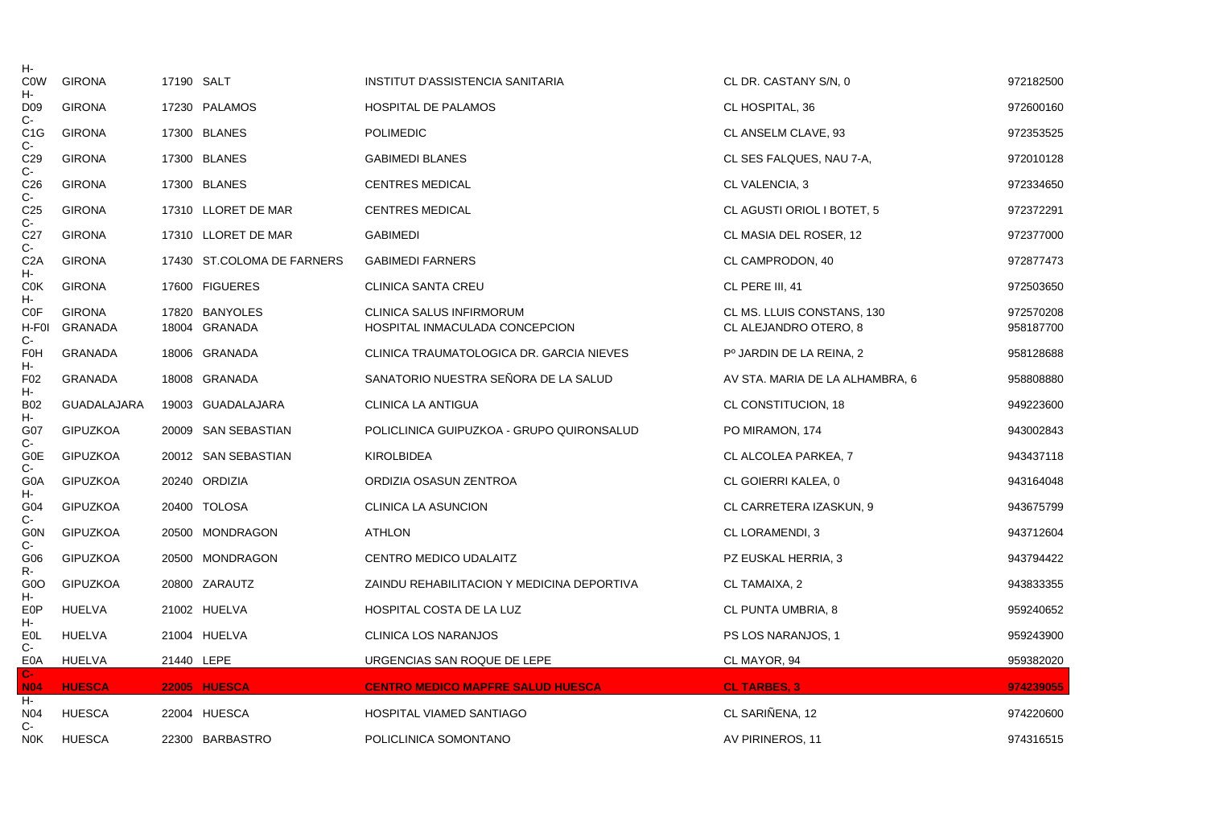| | | | | | | |
|---|---|---|---|---|---|---|
| H-C0W | GIRONA | 17190 | SALT | INSTITUT D'ASSISTENCIA SANITARIA | CL DR. CASTANY S/N, 0 | 972182500 |
| H-D09 | GIRONA | 17230 | PALAMOS | HOSPITAL DE PALAMOS | CL HOSPITAL, 36 | 972600160 |
| C-C1G | GIRONA | 17300 | BLANES | POLIMEDIC | CL ANSELM CLAVE, 93 | 972353525 |
| C-C29 | GIRONA | 17300 | BLANES | GABIMEDI BLANES | CL SES FALQUES, NAU 7-A, | 972010128 |
| C-C26 | GIRONA | 17300 | BLANES | CENTRES MEDICAL | CL VALENCIA, 3 | 972334650 |
| C-C25 | GIRONA | 17310 | LLORET DE MAR | CENTRES MEDICAL | CL AGUSTI ORIOL I BOTET, 5 | 972372291 |
| C-C27 | GIRONA | 17310 | LLORET DE MAR | GABIMEDI | CL MASIA DEL ROSER, 12 | 972377000 |
| C-C2A | GIRONA | 17430 | ST.COLOMA DE FARNERS | GABIMEDI FARNERS | CL CAMPRODON, 40 | 972877473 |
| H-C0K | GIRONA | 17600 | FIGUERES | CLINICA SANTA CREU | CL PERE III, 41 | 972503650 |
| H-C0F | GIRONA | 17820 | BANYOLES | CLINICA SALUS INFIRMORUM | CL MS. LLUIS CONSTANS, 130 | 972570208 |
| H-F0I | GRANADA | 18004 | GRANADA | HOSPITAL INMACULADA CONCEPCION | CL ALEJANDRO OTERO, 8 | 958187700 |
| C-F0H | GRANADA | 18006 | GRANADA | CLINICA TRAUMATOLOGICA DR. GARCIA NIEVES | Pº JARDIN DE LA REINA, 2 | 958128688 |
| H-F02 | GRANADA | 18008 | GRANADA | SANATORIO NUESTRA SEÑORA DE LA SALUD | AV STA. MARIA DE LA ALHAMBRA, 6 | 958808880 |
| H-B02 | GUADALAJARA | 19003 | GUADALAJARA | CLINICA LA ANTIGUA | CL CONSTITUCION, 18 | 949223600 |
| H-G07 | GIPUZKOA | 20009 | SAN SEBASTIAN | POLICLINICA GUIPUZKOA - GRUPO QUIRONSALUD | PO MIRAMON, 174 | 943002843 |
| C-G0E | GIPUZKOA | 20012 | SAN SEBASTIAN | KIROLBIDEA | CL ALCOLEA PARKEA, 7 | 943437118 |
| C-G0A | GIPUZKOA | 20240 | ORDIZIA | ORDIZIA OSASUN ZENTROA | CL GOIERRI KALEA, 0 | 943164048 |
| H-G04 | GIPUZKOA | 20400 | TOLOSA | CLINICA LA ASUNCION | CL CARRETERA IZASKUN, 9 | 943675799 |
| C-G0N | GIPUZKOA | 20500 | MONDRAGON | ATHLON | CL LORAMENDI, 3 | 943712604 |
| C-G06 | GIPUZKOA | 20500 | MONDRAGON | CENTRO MEDICO UDALAITZ | PZ EUSKAL HERRIA, 3 | 943794422 |
| R-G0O | GIPUZKOA | 20800 | ZARAUTZ | ZAINDU REHABILITACION Y MEDICINA DEPORTIVA | CL TAMAIXA, 2 | 943833355 |
| H-E0P | HUELVA | 21002 | HUELVA | HOSPITAL COSTA DE LA LUZ | CL PUNTA UMBRIA, 8 | 959240652 |
| H-E0L | HUELVA | 21004 | HUELVA | CLINICA LOS NARANJOS | PS LOS NARANJOS, 1 | 959243900 |
| C-E0A | HUELVA | 21440 | LEPE | URGENCIAS SAN ROQUE DE LEPE | CL MAYOR, 94 | 959382020 |
| **C-N04** | **HUESCA** | **22005** | **HUESCA** | **CENTRO MEDICO MAPFRE SALUD HUESCA** | **CL TARBES, 3** | **974239055** |
| H-N04 | HUESCA | 22004 | HUESCA | HOSPITAL VIAMED SANTIAGO | CL SARIÑENA, 12 | 974220600 |
| C-N0K | HUESCA | 22300 | BARBASTRO | POLICLINICA SOMONTANO | AV PIRINEROS, 11 | 974316515 |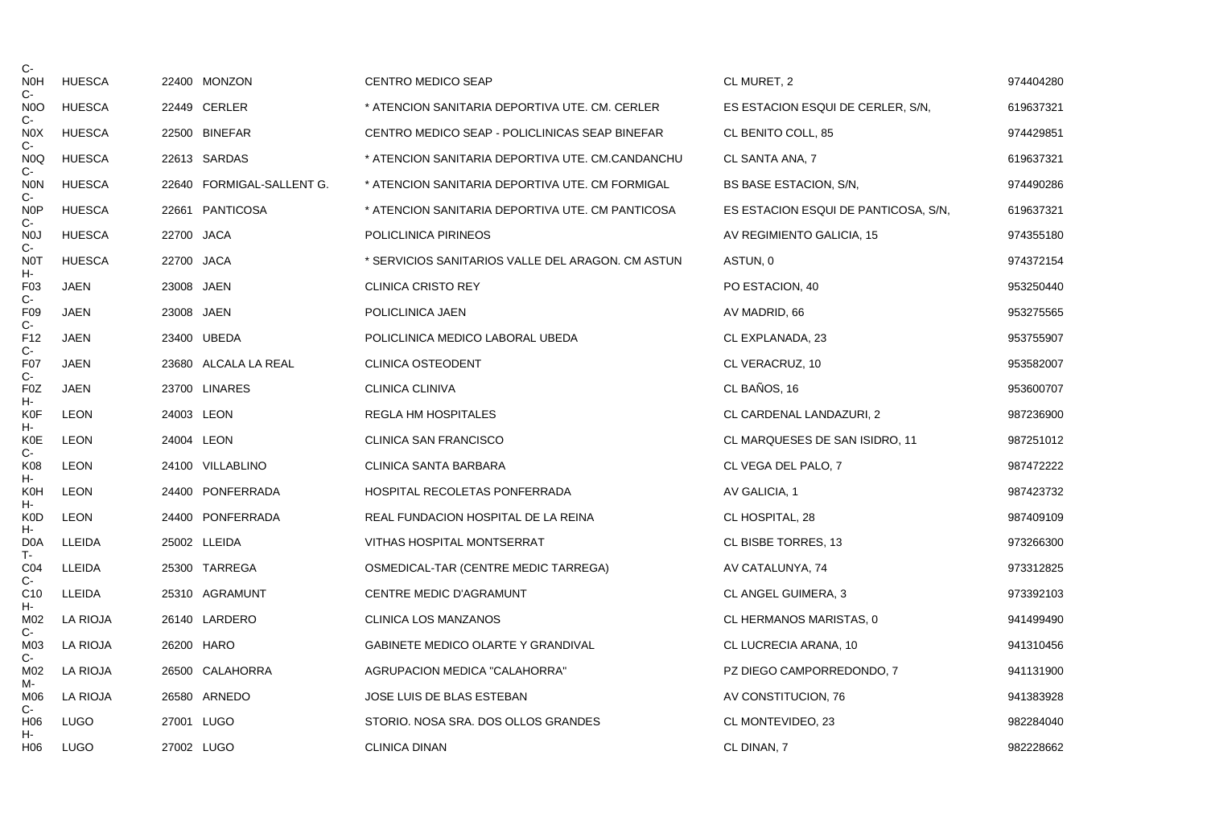| | | | | | | |
|---|---|---|---|---|---|---|
| C-N0H | HUESCA | 22400 | MONZON | CENTRO MEDICO SEAP | CL MURET, 2 | 974404280 |
| C-N0O | HUESCA | 22449 | CERLER | * ATENCION SANITARIA DEPORTIVA UTE. CM. CERLER | ES ESTACION ESQUI DE CERLER, S/N, | 619637321 |
| C-N0X | HUESCA | 22500 | BINEFAR | CENTRO MEDICO SEAP - POLICLINICAS SEAP BINEFAR | CL BENITO COLL, 85 | 974429851 |
| C-N0Q | HUESCA | 22613 | SARDAS | * ATENCION SANITARIA DEPORTIVA UTE. CM.CANDANCHU | CL SANTA ANA, 7 | 619637321 |
| C-N0N | HUESCA | 22640 | FORMIGAL-SALLENT G. | * ATENCION SANITARIA DEPORTIVA UTE. CM FORMIGAL | BS BASE ESTACION, S/N, | 974490286 |
| C-N0P | HUESCA | 22661 | PANTICOSA | * ATENCION SANITARIA DEPORTIVA UTE. CM PANTICOSA | ES ESTACION ESQUI DE PANTICOSA, S/N, | 619637321 |
| C-N0J | HUESCA | 22700 | JACA | POLICLINICA PIRINEOS | AV REGIMIENTO GALICIA, 15 | 974355180 |
| C-N0T | HUESCA | 22700 | JACA | * SERVICIOS SANITARIOS VALLE DEL ARAGON. CM ASTUN | ASTUN, 0 | 974372154 |
| H-F03 | JAEN | 23008 | JAEN | CLINICA CRISTO REY | PO ESTACION, 40 | 953250440 |
| C-F09 | JAEN | 23008 | JAEN | POLICLINICA JAEN | AV MADRID, 66 | 953275565 |
| C-F12 | JAEN | 23400 | UBEDA | POLICLINICA MEDICO LABORAL UBEDA | CL EXPLANADA, 23 | 953755907 |
| C-F07 | JAEN | 23680 | ALCALA LA REAL | CLINICA OSTEODENT | CL VERACRUZ, 10 | 953582007 |
| C-F0Z | JAEN | 23700 | LINARES | CLINICA CLINIVA | CL BAÑOS, 16 | 953600707 |
| H-K0F | LEON | 24003 | LEON | REGLA HM HOSPITALES | CL CARDENAL LANDAZURI, 2 | 987236900 |
| H-K0E | LEON | 24004 | LEON | CLINICA SAN FRANCISCO | CL MARQUESES DE SAN ISIDRO, 11 | 987251012 |
| C-K08 | LEON | 24100 | VILLABLINO | CLINICA SANTA BARBARA | CL VEGA DEL PALO, 7 | 987472222 |
| H-K0H | LEON | 24400 | PONFERRADA | HOSPITAL RECOLETAS PONFERRADA | AV GALICIA, 1 | 987423732 |
| H-K0D | LEON | 24400 | PONFERRADA | REAL FUNDACION HOSPITAL DE LA REINA | CL HOSPITAL, 28 | 987409109 |
| H-D0A | LLEIDA | 25002 | LLEIDA | VITHAS HOSPITAL MONTSERRAT | CL BISBE TORRES, 13 | 973266300 |
| T-C04 | LLEIDA | 25300 | TARREGA | OSMEDICAL-TAR (CENTRE MEDIC TARREGA) | AV CATALUNYA, 74 | 973312825 |
| C-C10 | LLEIDA | 25310 | AGRAMUNT | CENTRE MEDIC D'AGRAMUNT | CL ANGEL GUIMERA, 3 | 973392103 |
| H-M02 | LA RIOJA | 26140 | LARDERO | CLINICA LOS MANZANOS | CL HERMANOS MARISTAS, 0 | 941499490 |
| C-M03 | LA RIOJA | 26200 | HARO | GABINETE MEDICO OLARTE Y GRANDIVAL | CL LUCRECIA ARANA, 10 | 941310456 |
| C-M02 | LA RIOJA | 26500 | CALAHORRA | AGRUPACION MEDICA "CALAHORRA" | PZ DIEGO CAMPORREDONDO, 7 | 941131900 |
| M-M06 | LA RIOJA | 26580 | ARNEDO | JOSE LUIS DE BLAS ESTEBAN | AV CONSTITUCION, 76 | 941383928 |
| C-H06 | LUGO | 27001 | LUGO | STORIO. NOSA SRA. DOS OLLOS GRANDES | CL MONTEVIDEO, 23 | 982284040 |
| H-H06 | LUGO | 27002 | LUGO | CLINICA DINAN | CL DINAN, 7 | 982228662 |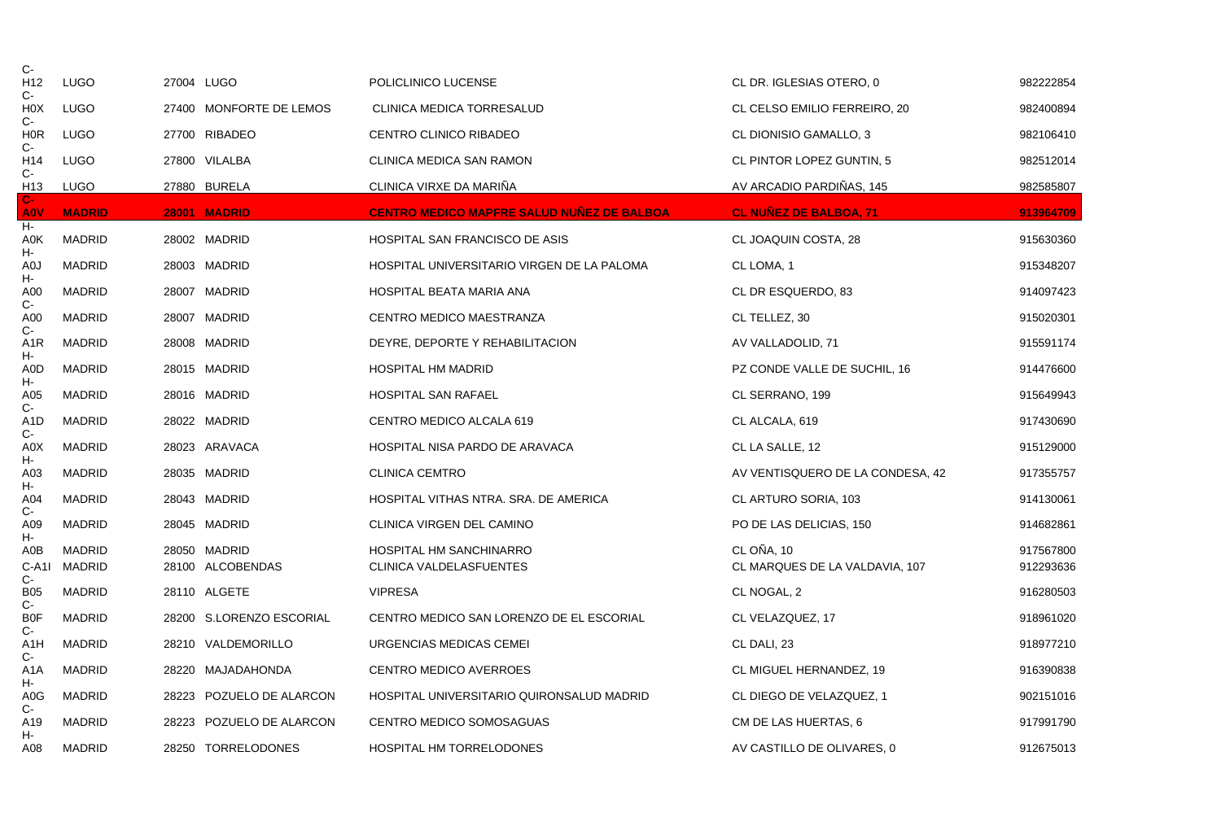| | | | | | | |
|---|---|---|---|---|---|---|
| C-H12 | LUGO | 27004 | LUGO | POLICLINICO LUCENSE | CL DR. IGLESIAS OTERO, 0 | 982222854 |
| C-H0X | LUGO | 27400 | MONFORTE DE LEMOS | CLINICA MEDICA TORRESALUD | CL CELSO EMILIO FERREIRO, 20 | 982400894 |
| C-H0R | LUGO | 27700 | RIBADEO | CENTRO CLINICO RIBADEO | CL DIONISIO GAMALLO, 3 | 982106410 |
| C-H14 | LUGO | 27800 | VILALBA | CLINICA MEDICA SAN RAMON | CL PINTOR LOPEZ GUNTIN, 5 | 982512014 |
| C-H13 | LUGO | 27880 | BURELA | CLINICA VIRXE DA MARIÑA | AV ARCADIO PARDIÑAS, 145 | 982585807 |
| **C-A0V** | **MADRID** | **28001** | **MADRID** | **CENTRO MEDICO MAPFRE SALUD NUÑEZ DE BALBOA** | **CL NUÑEZ DE BALBOA, 71** | **913964709** |
| H-A0K | MADRID | 28002 | MADRID | HOSPITAL SAN FRANCISCO DE ASIS | CL JOAQUIN COSTA, 28 | 915630360 |
| H-A0J | MADRID | 28003 | MADRID | HOSPITAL UNIVERSITARIO VIRGEN DE LA PALOMA | CL LOMA, 1 | 915348207 |
| H-A00 | MADRID | 28007 | MADRID | HOSPITAL BEATA MARIA ANA | CL DR ESQUERDO, 83 | 914097423 |
| C-A00 | MADRID | 28007 | MADRID | CENTRO MEDICO MAESTRANZA | CL TELLEZ, 30 | 915020301 |
| C-A1R | MADRID | 28008 | MADRID | DEYRE, DEPORTE Y REHABILITACION | AV VALLADOLID, 71 | 915591174 |
| H-A0D | MADRID | 28015 | MADRID | HOSPITAL HM MADRID | PZ CONDE VALLE DE SUCHIL, 16 | 914476600 |
| H-A05 | MADRID | 28016 | MADRID | HOSPITAL SAN RAFAEL | CL SERRANO, 199 | 915649943 |
| C-A1D | MADRID | 28022 | MADRID | CENTRO MEDICO ALCALA 619 | CL ALCALA, 619 | 917430690 |
| C-A0X | MADRID | 28023 | ARAVACA | HOSPITAL NISA PARDO DE ARAVACA | CL LA SALLE, 12 | 915129000 |
| H-A03 | MADRID | 28035 | MADRID | CLINICA CEMTRO | AV VENTISQUERO DE LA CONDESA, 42 | 917355757 |
| H-A04 | MADRID | 28043 | MADRID | HOSPITAL VITHAS NTRA. SRA. DE AMERICA | CL ARTURO SORIA, 103 | 914130061 |
| C-A09 | MADRID | 28045 | MADRID | CLINICA VIRGEN DEL CAMINO | PO DE LAS DELICIAS, 150 | 914682861 |
| H-A0B | MADRID | 28050 | MADRID | HOSPITAL HM SANCHINARRO | CL OÑA, 10 | 917567800 |
| C-A1I | MADRID | 28100 | ALCOBENDAS | CLINICA VALDELASFUENTES | CL MARQUES DE LA VALDAVIA, 107 | 912293636 |
| C-B05 | MADRID | 28110 | ALGETE | VIPRESA | CL NOGAL, 2 | 916280503 |
| C-B0F | MADRID | 28200 | S.LORENZO ESCORIAL | CENTRO MEDICO SAN LORENZO DE EL ESCORIAL | CL VELAZQUEZ, 17 | 918961020 |
| C-A1H | MADRID | 28210 | VALDEMORILLO | URGENCIAS MEDICAS CEMEI | CL DALI, 23 | 918977210 |
| C-A1A | MADRID | 28220 | MAJADAHONDA | CENTRO MEDICO AVERROES | CL MIGUEL HERNANDEZ, 19 | 916390838 |
| H-A0G | MADRID | 28223 | POZUELO DE ALARCON | HOSPITAL UNIVERSITARIO QUIRONSALUD MADRID | CL DIEGO DE VELAZQUEZ, 1 | 902151016 |
| C-A19 | MADRID | 28223 | POZUELO DE ALARCON | CENTRO MEDICO SOMOSAGUAS | CM DE LAS HUERTAS, 6 | 917991790 |
| H-A08 | MADRID | 28250 | TORRELODONES | HOSPITAL HM TORRELODONES | AV CASTILLO DE OLIVARES, 0 | 912675013 |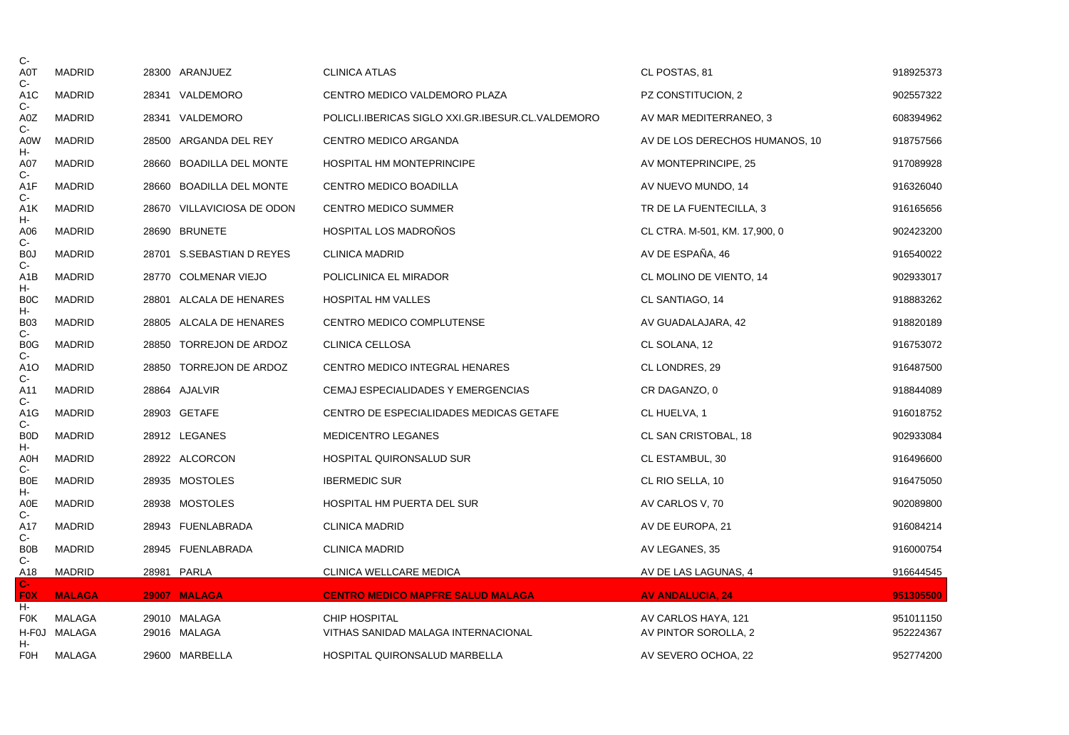| | | | | | |
|---|---|---|---|---|---|
| C-A0T | MADRID | 28300 ARANJUEZ | CLINICA ATLAS | CL POSTAS, 81 | 918925373 |
| C-A1C | MADRID | 28341 VALDEMORO | CENTRO MEDICO VALDEMORO PLAZA | PZ CONSTITUCION, 2 | 902557322 |
| C-A0Z | MADRID | 28341 VALDEMORO | POLICLI.IBERICAS SIGLO XXI.GR.IBESUR.CL.VALDEMORO | AV MAR MEDITERRANEO, 3 | 608394962 |
| C-A0W | MADRID | 28500 ARGANDA DEL REY | CENTRO MEDICO ARGANDA | AV DE LOS DERECHOS HUMANOS, 10 | 918757566 |
| H-A07 | MADRID | 28660 BOADILLA DEL MONTE | HOSPITAL HM MONTEPRINCIPE | AV MONTEPRINCIPE, 25 | 917089928 |
| C-A1F | MADRID | 28660 BOADILLA DEL MONTE | CENTRO MEDICO BOADILLA | AV NUEVO MUNDO, 14 | 916326040 |
| C-A1K | MADRID | 28670 VILLAVICIOSA DE ODON | CENTRO MEDICO SUMMER | TR DE LA FUENTECILLA, 3 | 916165656 |
| H-A06 | MADRID | 28690 BRUNETE | HOSPITAL LOS MADROÑOS | CL CTRA. M-501, KM. 17,900, 0 | 902423200 |
| C-B0J | MADRID | 28701 S.SEBASTIAN D REYES | CLINICA MADRID | AV DE ESPAÑA, 46 | 916540022 |
| C-A1B | MADRID | 28770 COLMENAR VIEJO | POLICLINICA EL MIRADOR | CL MOLINO DE VIENTO, 14 | 902933017 |
| H-B0C | MADRID | 28801 ALCALA DE HENARES | HOSPITAL HM VALLES | CL SANTIAGO, 14 | 918883262 |
| H-B03 | MADRID | 28805 ALCALA DE HENARES | CENTRO MEDICO COMPLUTENSE | AV GUADALAJARA, 42 | 918820189 |
| C-B0G | MADRID | 28850 TORREJON DE ARDOZ | CLINICA CELLOSA | CL SOLANA, 12 | 916753072 |
| C-A1O | MADRID | 28850 TORREJON DE ARDOZ | CENTRO MEDICO INTEGRAL HENARES | CL LONDRES, 29 | 916487500 |
| C-A11 | MADRID | 28864 AJALVIR | CEMAJ ESPECIALIDADES Y EMERGENCIAS | CR DAGANZO, 0 | 918844089 |
| C-A1G | MADRID | 28903 GETAFE | CENTRO DE ESPECIALIDADES MEDICAS GETAFE | CL HUELVA, 1 | 916018752 |
| C-B0D | MADRID | 28912 LEGANES | MEDICENTRO LEGANES | CL SAN CRISTOBAL, 18 | 902933084 |
| H-A0H | MADRID | 28922 ALCORCON | HOSPITAL QUIRONSALUD SUR | CL ESTAMBUL, 30 | 916496600 |
| C-B0E | MADRID | 28935 MOSTOLES | IBERMEDIC SUR | CL RIO SELLA, 10 | 916475050 |
| H-A0E | MADRID | 28938 MOSTOLES | HOSPITAL HM PUERTA DEL SUR | AV CARLOS V, 70 | 902089800 |
| C-A17 | MADRID | 28943 FUENLABRADA | CLINICA MADRID | AV DE EUROPA, 21 | 916084214 |
| C-B0B | MADRID | 28945 FUENLABRADA | CLINICA MADRID | AV LEGANES, 35 | 916000754 |
| C-A18 | MADRID | 28981 PARLA | CLINICA WELLCARE MEDICA | AV DE LAS LAGUNAS, 4 | 916644545 |
| **C-F0X** | **MALAGA** | **29007 MALAGA** | **CENTRO MEDICO MAPFRE SALUD MALAGA** | **AV ANDALUCIA, 24** | **951305500** |
| H-F0K | MALAGA | 29010 MALAGA | CHIP HOSPITAL | AV CARLOS HAYA, 121 | 951011150 |
| H-F0J | MALAGA | 29016 MALAGA | VITHAS SANIDAD MALAGA INTERNACIONAL | AV PINTOR SOROLLA, 2 | 952224367 |
| H-F0H | MALAGA | 29600 MARBELLA | HOSPITAL QUIRONSALUD MARBELLA | AV SEVERO OCHOA, 22 | 952774200 |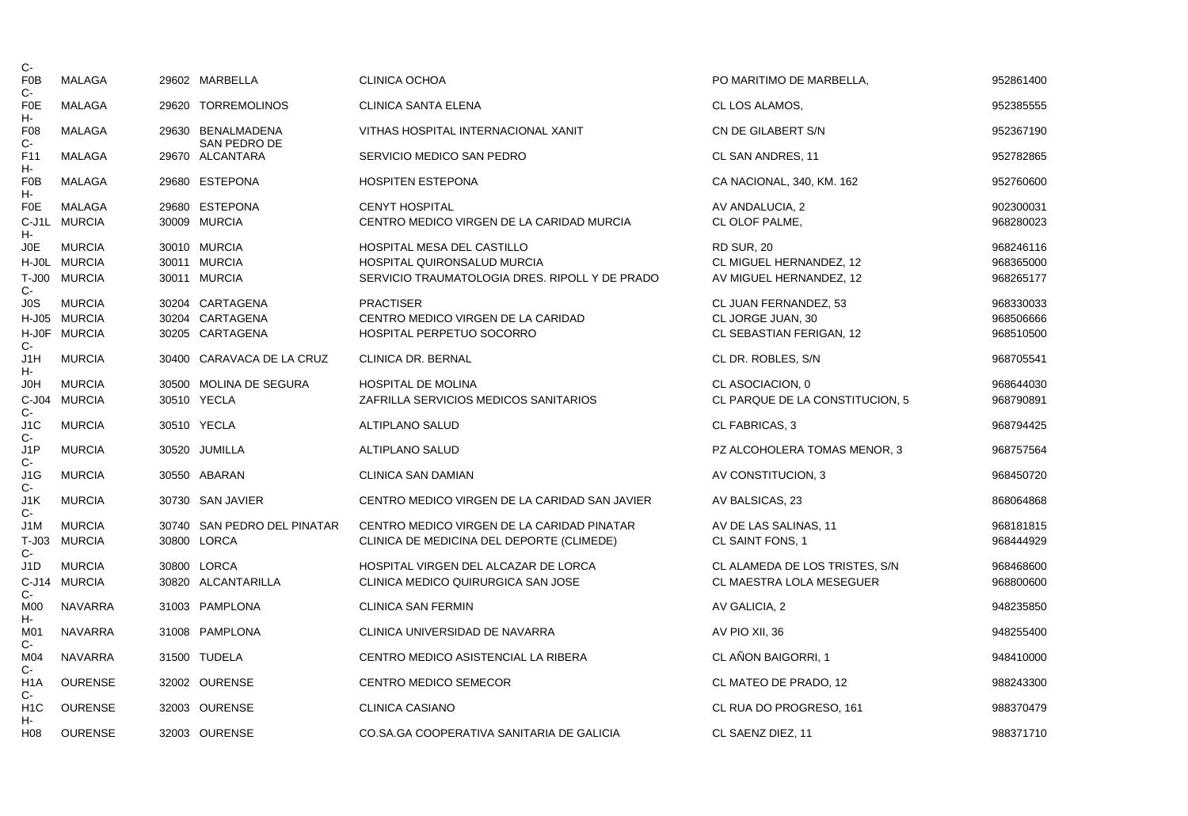| | | | | | | |
|---|---|---|---|---|---|---|
| C-F0B | MALAGA | 29602 | MARBELLA | CLINICA OCHOA | PO MARITIMO DE MARBELLA, | 952861400 |
| C-F0E | MALAGA | 29620 | TORREMOLINOS | CLINICA SANTA ELENA | CL LOS ALAMOS, | 952385555 |
| H-F08 | MALAGA | 29630 | BENALMADENA | VITHAS HOSPITAL INTERNACIONAL XANIT | CN DE GILABERT S/N | 952367190 |
| C-F11 | MALAGA | 29670 | SAN PEDRO DE ALCANTARA | SERVICIO MEDICO SAN PEDRO | CL SAN ANDRES, 11 | 952782865 |
| H-F0B | MALAGA | 29680 | ESTEPONA | HOSPITEN ESTEPONA | CA NACIONAL, 340, KM. 162 | 952760600 |
| H-F0E | MALAGA | 29680 | ESTEPONA | CENYT HOSPITAL | AV ANDALUCIA, 2 | 902300031 |
| C-J1L | MURCIA | 30009 | MURCIA | CENTRO MEDICO VIRGEN DE LA CARIDAD MURCIA | CL OLOF PALME, | 968280023 |
| H-J0E | MURCIA | 30010 | MURCIA | HOSPITAL MESA DEL CASTILLO | RD SUR, 20 | 968246116 |
| H-J0L | MURCIA | 30011 | MURCIA | HOSPITAL QUIRONSALUD MURCIA | CL MIGUEL HERNANDEZ, 12 | 968365000 |
| T-J00 | MURCIA | 30011 | MURCIA | SERVICIO TRAUMATOLOGIA DRES. RIPOLL Y DE PRADO | AV MIGUEL HERNANDEZ, 12 | 968265177 |
| C-J0S | MURCIA | 30204 | CARTAGENA | PRACTISER | CL JUAN FERNANDEZ, 53 | 968330033 |
| H-J05 | MURCIA | 30204 | CARTAGENA | CENTRO MEDICO VIRGEN DE LA CARIDAD | CL JORGE JUAN, 30 | 968506666 |
| H-J0F | MURCIA | 30205 | CARTAGENA | HOSPITAL PERPETUO SOCORRO | CL SEBASTIAN FERIGAN, 12 | 968510500 |
| C-J1H | MURCIA | 30400 | CARAVACA DE LA CRUZ | CLINICA DR. BERNAL | CL DR. ROBLES, S/N | 968705541 |
| H-J0H | MURCIA | 30500 | MOLINA DE SEGURA | HOSPITAL DE MOLINA | CL ASOCIACION, 0 | 968644030 |
| C-J04 | MURCIA | 30510 | YECLA | ZAFRILLA SERVICIOS MEDICOS SANITARIOS | CL PARQUE DE LA CONSTITUCION, 5 | 968790891 |
| C-J1C | MURCIA | 30510 | YECLA | ALTIPLANO SALUD | CL FABRICAS, 3 | 968794425 |
| C-J1P | MURCIA | 30520 | JUMILLA | ALTIPLANO SALUD | PZ ALCOHOLERA TOMAS MENOR, 3 | 968757564 |
| C-J1G | MURCIA | 30550 | ABARAN | CLINICA SAN DAMIAN | AV CONSTITUCION, 3 | 968450720 |
| C-J1K | MURCIA | 30730 | SAN JAVIER | CENTRO MEDICO VIRGEN DE LA CARIDAD SAN JAVIER | AV BALSICAS, 23 | 868064868 |
| C-J1M | MURCIA | 30740 | SAN PEDRO DEL PINATAR | CENTRO MEDICO VIRGEN DE LA CARIDAD PINATAR | AV DE LAS SALINAS, 11 | 968181815 |
| T-J03 | MURCIA | 30800 | LORCA | CLINICA DE MEDICINA DEL DEPORTE (CLIMEDE) | CL SAINT FONS, 1 | 968444929 |
| C-J1D | MURCIA | 30800 | LORCA | HOSPITAL VIRGEN DEL ALCAZAR DE LORCA | CL ALAMEDA DE LOS TRISTES, S/N | 968468600 |
| C-J14 | MURCIA | 30820 | ALCANTARILLA | CLINICA MEDICO QUIRURGICA SAN JOSE | CL MAESTRA LOLA MESEGUER | 968800600 |
| C-M00 | NAVARRA | 31003 | PAMPLONA | CLINICA SAN FERMIN | AV GALICIA, 2 | 948235850 |
| H-M01 | NAVARRA | 31008 | PAMPLONA | CLINICA UNIVERSIDAD DE NAVARRA | AV PIO XII, 36 | 948255400 |
| C-M04 | NAVARRA | 31500 | TUDELA | CENTRO MEDICO ASISTENCIAL LA RIBERA | CL AÑON BAIGORRI, 1 | 948410000 |
| C-H1A | OURENSE | 32002 | OURENSE | CENTRO MEDICO SEMECOR | CL MATEO DE PRADO, 12 | 988243300 |
| C-H1C | OURENSE | 32003 | OURENSE | CLINICA CASIANO | CL RUA DO PROGRESO, 161 | 988370479 |
| H-H08 | OURENSE | 32003 | OURENSE | CO.SA.GA COOPERATIVA SANITARIA DE GALICIA | CL SAENZ DIEZ, 11 | 988371710 |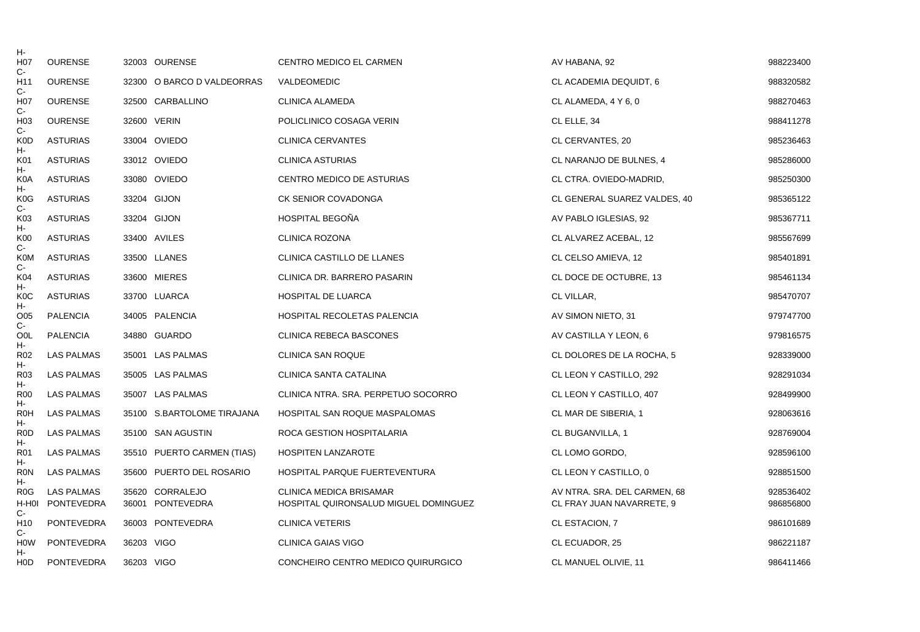| | | | | | |
|---|---|---|---|---|---|
| H-H07 | OURENSE | 32003 OURENSE | CENTRO MEDICO EL CARMEN | AV HABANA, 92 | 988223400 |
| C-H11 | OURENSE | 32300 O BARCO D VALDEORRAS | VALDEOMEDIC | CL ACADEMIA DEQUIDT, 6 | 988320582 |
| C-H07 | OURENSE | 32500 CARBALLINO | CLINICA ALAMEDA | CL ALAMEDA, 4 Y 6, 0 | 988270463 |
| C-H03 | OURENSE | 32600 VERIN | POLICLINICO COSAGA VERIN | CL ELLE, 34 | 988411278 |
| C-K0D | ASTURIAS | 33004 OVIEDO | CLINICA CERVANTES | CL CERVANTES, 20 | 985236463 |
| H-K01 | ASTURIAS | 33012 OVIEDO | CLINICA ASTURIAS | CL NARANJO DE BULNES, 4 | 985286000 |
| H-K0A | ASTURIAS | 33080 OVIEDO | CENTRO MEDICO DE ASTURIAS | CL CTRA. OVIEDO-MADRID, | 985250300 |
| H-K0G | ASTURIAS | 33204 GIJON | CK SENIOR COVADONGA | CL GENERAL SUAREZ VALDES, 40 | 985365122 |
| C-K03 | ASTURIAS | 33204 GIJON | HOSPITAL BEGOÑA | AV PABLO IGLESIAS, 92 | 985367711 |
| H-K00 | ASTURIAS | 33400 AVILES | CLINICA ROZONA | CL ALVAREZ ACEBAL, 12 | 985567699 |
| C-K0M | ASTURIAS | 33500 LLANES | CLINICA CASTILLO DE LLANES | CL CELSO AMIEVA, 12 | 985401891 |
| C-K04 | ASTURIAS | 33600 MIERES | CLINICA DR. BARRERO PASARIN | CL DOCE DE OCTUBRE, 13 | 985461134 |
| H-K0C | ASTURIAS | 33700 LUARCA | HOSPITAL DE LUARCA | CL VILLAR, | 985470707 |
| H-O05 | PALENCIA | 34005 PALENCIA | HOSPITAL RECOLETAS PALENCIA | AV SIMON NIETO, 31 | 979747700 |
| C-O0L | PALENCIA | 34880 GUARDO | CLINICA REBECA BASCONES | AV CASTILLA Y LEON, 6 | 979816575 |
| H-R02 | LAS PALMAS | 35001 LAS PALMAS | CLINICA SAN ROQUE | CL DOLORES DE LA ROCHA, 5 | 928339000 |
| H-R03 | LAS PALMAS | 35005 LAS PALMAS | CLINICA SANTA CATALINA | CL LEON Y CASTILLO, 292 | 928291034 |
| H-R00 | LAS PALMAS | 35007 LAS PALMAS | CLINICA NTRA. SRA. PERPETUO SOCORRO | CL LEON Y CASTILLO, 407 | 928499900 |
| H-R0H | LAS PALMAS | 35100 S.BARTOLOME TIRAJANA | HOSPITAL SAN ROQUE MASPALOMAS | CL MAR DE SIBERIA, 1 | 928063616 |
| H-R0D | LAS PALMAS | 35100 SAN AGUSTIN | ROCA GESTION HOSPITALARIA | CL BUGANVILLA, 1 | 928769004 |
| H-R01 | LAS PALMAS | 35510 PUERTO CARMEN (TIAS) | HOSPITEN LANZAROTE | CL LOMO GORDO, | 928596100 |
| H-R0N | LAS PALMAS | 35600 PUERTO DEL ROSARIO | HOSPITAL PARQUE FUERTEVENTURA | CL LEON Y CASTILLO, 0 | 928851500 |
| H-R0G | LAS PALMAS | 35620 CORRALEJO | CLINICA MEDICA BRISAMAR | AV NTRA. SRA. DEL CARMEN, 68 | 928536402 |
| H-H0I | PONTEVEDRA | 36001 PONTEVEDRA | HOSPITAL QUIRONSALUD MIGUEL DOMINGUEZ | CL FRAY JUAN NAVARRETE, 9 | 986856800 |
| C-H10 | PONTEVEDRA | 36003 PONTEVEDRA | CLINICA VETERIS | CL ESTACION, 7 | 986101689 |
| C-H0W | PONTEVEDRA | 36203 VIGO | CLINICA GAIAS VIGO | CL ECUADOR, 25 | 986221187 |
| H-H0D | PONTEVEDRA | 36203 VIGO | CONCHEIRO CENTRO MEDICO QUIRURGICO | CL MANUEL OLIVIE, 11 | 986411466 |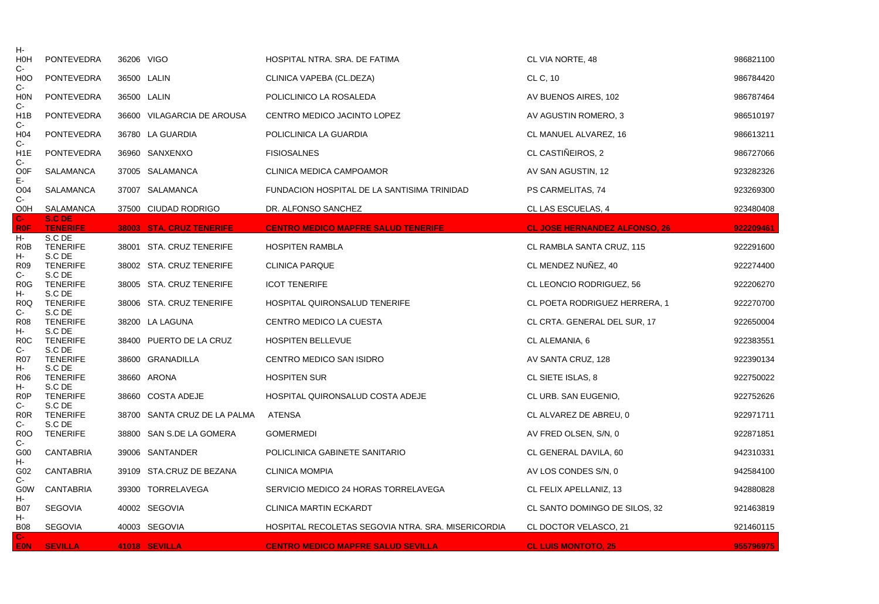| | | | | | | |
|---|---|---|---|---|---|---|
| H-H0H | PONTEVEDRA | 36206 | VIGO | HOSPITAL NTRA. SRA. DE FATIMA | CL VIA NORTE, 48 | 986821100 |
| C-H0O | PONTEVEDRA | 36500 | LALIN | CLINICA VAPEBA (CL.DEZA) | CL C, 10 | 986784420 |
| C-H0N | PONTEVEDRA | 36500 | LALIN | POLICLINICO LA ROSALEDA | AV BUENOS AIRES, 102 | 986787464 |
| C-H1B | PONTEVEDRA | 36600 | VILAGARCIA DE AROUSA | CENTRO MEDICO JACINTO LOPEZ | AV AGUSTIN ROMERO, 3 | 986510197 |
| C-H04 | PONTEVEDRA | 36780 | LA GUARDIA | POLICLINICA LA GUARDIA | CL MANUEL ALVAREZ, 16 | 986613211 |
| C-H1E | PONTEVEDRA | 36960 | SANXENXO | FISIOSALNES | CL CASTIÑEIROS, 2 | 986727066 |
| C-O0F | SALAMANCA | 37005 | SALAMANCA | CLINICA MEDICA CAMPOAMOR | AV SAN AGUSTIN, 12 | 923282326 |
| E-O04 | SALAMANCA | 37007 | SALAMANCA | FUNDACION HOSPITAL DE LA SANTISIMA TRINIDAD | PS CARMELITAS, 74 | 923269300 |
| C-O0H | SALAMANCA | 37500 | CIUDAD RODRIGO | DR. ALFONSO SANCHEZ | CL LAS ESCUELAS, 4 | 923480408 |
| **C-R0F** | **S.C DE TENERIFE** | **38003** | **STA. CRUZ TENERIFE** | **CENTRO MEDICO MAPFRE SALUD TENERIFE** | **CL JOSE HERNANDEZ ALFONSO, 26** | **922209461** |
| H-R0B | S.C DE TENERIFE | 38001 | STA. CRUZ TENERIFE | HOSPITEN RAMBLA | CL RAMBLA SANTA CRUZ, 115 | 922291600 |
| H-R09 | S.C DE TENERIFE | 38002 | STA. CRUZ TENERIFE | CLINICA PARQUE | CL MENDEZ NUÑEZ, 40 | 922274400 |
| C-R0G | S.C DE TENERIFE | 38005 | STA. CRUZ TENERIFE | ICOT TENERIFE | CL LEONCIO RODRIGUEZ, 56 | 922206270 |
| H-R0Q | S.C DE TENERIFE | 38006 | STA. CRUZ TENERIFE | HOSPITAL QUIRONSALUD TENERIFE | CL POETA RODRIGUEZ HERRERA, 1 | 922270700 |
| C-R08 | S.C DE TENERIFE | 38200 | LA LAGUNA | CENTRO MEDICO LA CUESTA | CL CRTA. GENERAL DEL SUR, 17 | 922650004 |
| H-R0C | S.C DE TENERIFE | 38400 | PUERTO DE LA CRUZ | HOSPITEN BELLEVUE | CL ALEMANIA, 6 | 922383551 |
| C-R07 | S.C DE TENERIFE | 38600 | GRANADILLA | CENTRO MEDICO SAN ISIDRO | AV SANTA CRUZ, 128 | 922390134 |
| H-R06 | S.C DE TENERIFE | 38660 | ARONA | HOSPITEN SUR | CL SIETE ISLAS, 8 | 922750022 |
| H-R0P | S.C DE TENERIFE | 38660 | COSTA ADEJE | HOSPITAL QUIRONSALUD COSTA ADEJE | CL URB. SAN EUGENIO, | 922752626 |
| C-R0R | S.C DE TENERIFE | 38700 | SANTA CRUZ DE LA PALMA | ATENSA | CL ALVAREZ DE ABREU, 0 | 922971711 |
| C-R0O | S.C DE TENERIFE | 38800 | SAN S.DE LA GOMERA | GOMERMEDI | AV FRED OLSEN, S/N, 0 | 922871851 |
| C-G00 | CANTABRIA | 39006 | SANTANDER | POLICLINICA GABINETE SANITARIO | CL GENERAL DAVILA, 60 | 942310331 |
| H-G02 | CANTABRIA | 39109 | STA.CRUZ DE BEZANA | CLINICA MOMPIA | AV LOS CONDES S/N, 0 | 942584100 |
| C-G0W | CANTABRIA | 39300 | TORRELAVEGA | SERVICIO MEDICO 24 HORAS TORRELAVEGA | CL FELIX APELLANIZ, 13 | 942880828 |
| H-B07 | SEGOVIA | 40002 | SEGOVIA | CLINICA MARTIN ECKARDT | CL SANTO DOMINGO DE SILOS, 32 | 921463819 |
| H-B08 | SEGOVIA | 40003 | SEGOVIA | HOSPITAL RECOLETAS SEGOVIA NTRA. SRA. MISERICORDIA | CL DOCTOR VELASCO, 21 | 921460115 |
| **C-E0N** | **SEVILLA** | **41018** | **SEVILLA** | **CENTRO MEDICO MAPFRE SALUD SEVILLA** | **CL LUIS MONTOTO, 25** | **955796975** |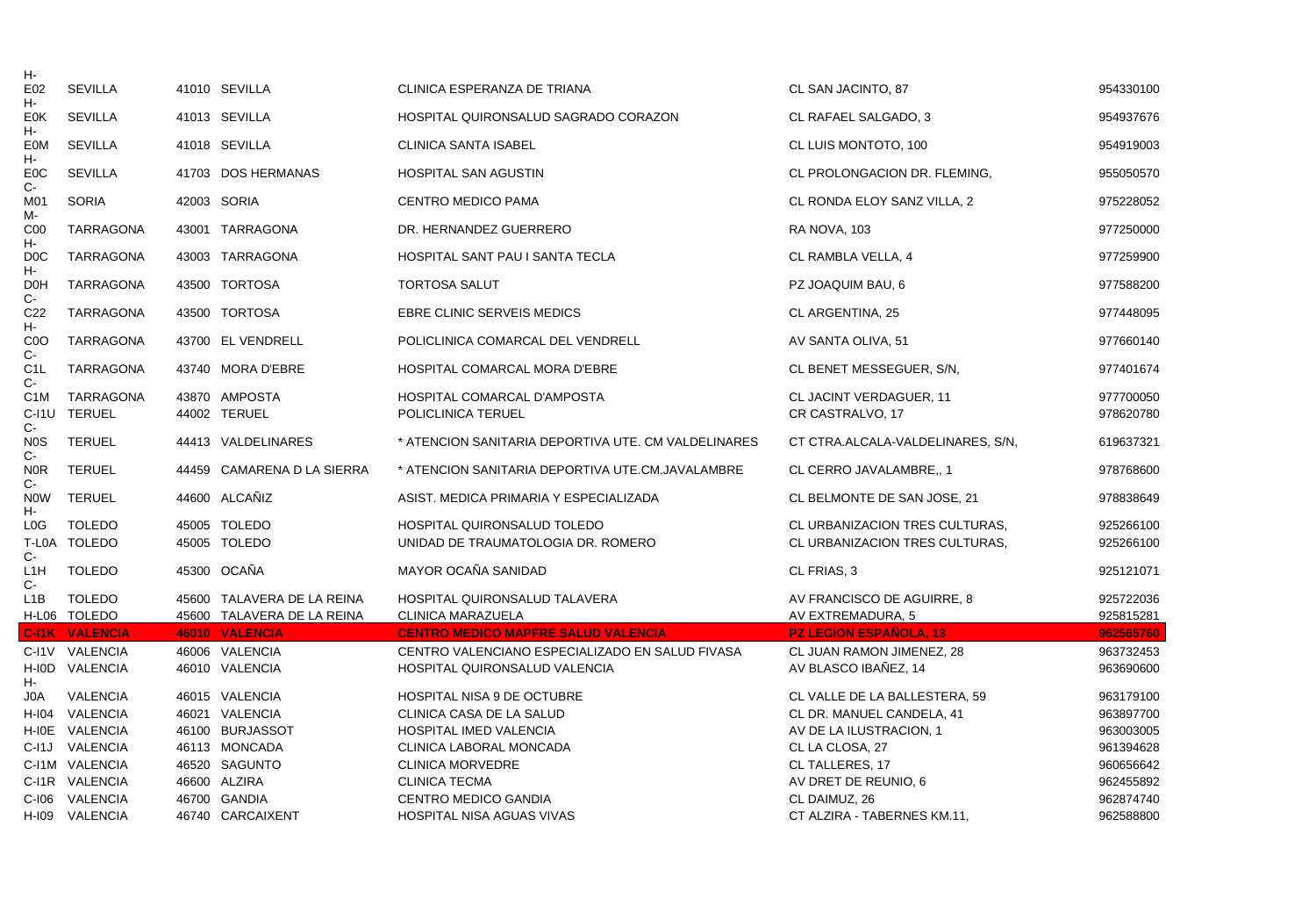| | | | | | | |
|---|---|---|---|---|---|---|
| H-E02 | SEVILLA | 41010 | SEVILLA | CLINICA ESPERANZA DE TRIANA | CL SAN JACINTO, 87 | 954330100 |
| H-E0K | SEVILLA | 41013 | SEVILLA | HOSPITAL QUIRONSALUD SAGRADO CORAZON | CL RAFAEL SALGADO, 3 | 954937676 |
| H-E0M | SEVILLA | 41018 | SEVILLA | CLINICA SANTA ISABEL | CL LUIS MONTOTO, 100 | 954919003 |
| H-E0C | SEVILLA | 41703 | DOS HERMANAS | HOSPITAL SAN AGUSTIN | CL PROLONGACION DR. FLEMING, | 955050570 |
| C-M01 | SORIA | 42003 | SORIA | CENTRO MEDICO PAMA | CL RONDA ELOY SANZ VILLA, 2 | 975228052 |
| M-C00 | TARRAGONA | 43001 | TARRAGONA | DR. HERNANDEZ GUERRERO | RA NOVA, 103 | 977250000 |
| H-D0C | TARRAGONA | 43003 | TARRAGONA | HOSPITAL SANT PAU I SANTA TECLA | CL RAMBLA VELLA, 4 | 977259900 |
| H-D0H | TARRAGONA | 43500 | TORTOSA | TORTOSA SALUT | PZ JOAQUIM BAU, 6 | 977588200 |
| C-C22 | TARRAGONA | 43500 | TORTOSA | EBRE CLINIC SERVEIS MEDICS | CL ARGENTINA, 25 | 977448095 |
| H-C0O | TARRAGONA | 43700 | EL VENDRELL | POLICLINICA COMARCAL DEL VENDRELL | AV SANTA OLIVA, 51 | 977660140 |
| C-C1L | TARRAGONA | 43740 | MORA D'EBRE | HOSPITAL COMARCAL MORA D'EBRE | CL BENET MESSEGUER, S/N, | 977401674 |
| C-C1M | TARRAGONA | 43870 | AMPOSTA | HOSPITAL COMARCAL D'AMPOSTA | CL JACINT VERDAGUER, 11 | 977700050 |
| C-I1U | TERUEL | 44002 | TERUEL | POLICLINICA TERUEL | CR CASTRALVO, 17 | 978620780 |
| C-N0S | TERUEL | 44413 | VALDELINARES | * ATENCION SANITARIA DEPORTIVA UTE. CM VALDELINARES | CT CTRA.ALCALA-VALDELINARES, S/N, | 619637321 |
| C-N0R | TERUEL | 44459 | CAMARENA D LA SIERRA | * ATENCION SANITARIA DEPORTIVA UTE.CM.JAVALAMBRE | CL CERRO JAVALAMBRE,, 1 | 978768600 |
| C-N0W | TERUEL | 44600 | ALCAÑIZ | ASIST. MEDICA PRIMARIA Y ESPECIALIZADA | CL BELMONTE DE SAN JOSE, 21 | 978838649 |
| H-L0G | TOLEDO | 45005 | TOLEDO | HOSPITAL QUIRONSALUD TOLEDO | CL URBANIZACION TRES CULTURAS, | 925266100 |
| T-L0A | TOLEDO | 45005 | TOLEDO | UNIDAD DE TRAUMATOLOGIA DR. ROMERO | CL URBANIZACION TRES CULTURAS, | 925266100 |
| C-L1H | TOLEDO | 45300 | OCAÑA | MAYOR OCAÑA SANIDAD | CL FRIAS, 3 | 925121071 |
| C-L1B | TOLEDO | 45600 | TALAVERA DE LA REINA | HOSPITAL QUIRONSALUD TALAVERA | AV FRANCISCO DE AGUIRRE, 8 | 925722036 |
| H-L06 | TOLEDO | 45600 | TALAVERA DE LA REINA | CLINICA MARAZUELA | AV EXTREMADURA, 5 | 925815281 |
| **C-I1K** | **VALENCIA** | **46010** | **VALENCIA** | **CENTRO MEDICO MAPFRE SALUD VALENCIA** | **PZ LEGION ESPAÑOLA, 13** | **962565760** |
| C-I1V | VALENCIA | 46006 | VALENCIA | CENTRO VALENCIANO ESPECIALIZADO EN SALUD FIVASA | CL JUAN RAMON JIMENEZ, 28 | 963732453 |
| H-I0D | VALENCIA | 46010 | VALENCIA | HOSPITAL QUIRONSALUD VALENCIA | AV BLASCO IBAÑEZ, 14 | 963690600 |
| H-J0A | VALENCIA | 46015 | VALENCIA | HOSPITAL NISA 9 DE OCTUBRE | CL VALLE DE LA BALLESTERA, 59 | 963179100 |
| H-I04 | VALENCIA | 46021 | VALENCIA | CLINICA CASA DE LA SALUD | CL DR. MANUEL CANDELA, 41 | 963897700 |
| H-I0E | VALENCIA | 46100 | BURJASSOT | HOSPITAL IMED VALENCIA | AV DE LA ILUSTRACION, 1 | 963003005 |
| C-I1J | VALENCIA | 46113 | MONCADA | CLINICA LABORAL MONCADA | CL LA CLOSA, 27 | 961394628 |
| C-I1M | VALENCIA | 46520 | SAGUNTO | CLINICA MORVEDRE | CL TALLERES, 17 | 960656642 |
| C-I1R | VALENCIA | 46600 | ALZIRA | CLINICA TECMA | AV DRET DE REUNIO, 6 | 962455892 |
| C-I06 | VALENCIA | 46700 | GANDIA | CENTRO MEDICO GANDIA | CL DAIMUZ, 26 | 962874740 |
| H-I09 | VALENCIA | 46740 | CARCAIXENT | HOSPITAL NISA AGUAS VIVAS | CT ALZIRA - TABERNES KM.11, | 962588800 |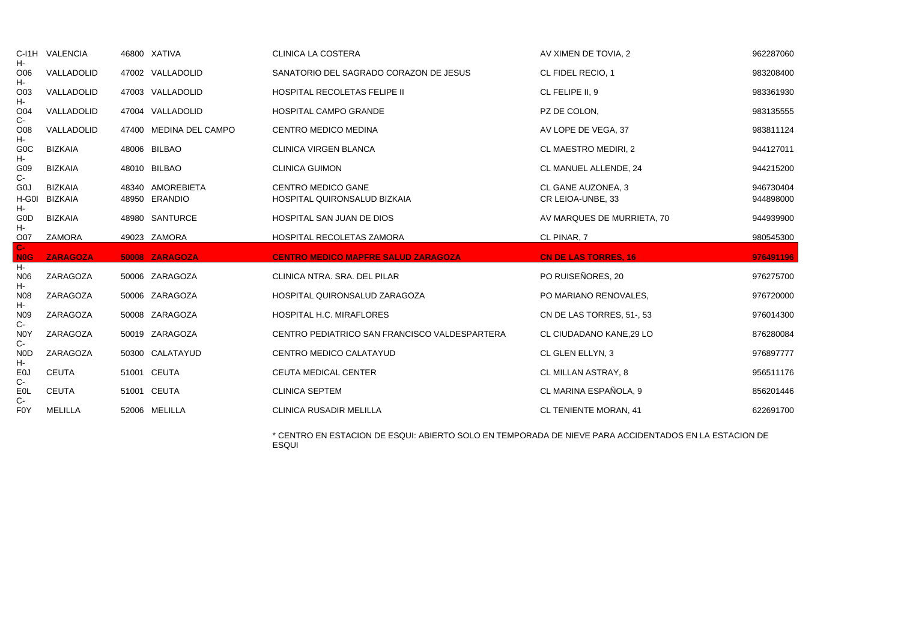| | | | | | | |
|---|---|---|---|---|---|---|
| C-I1H | VALENCIA | 46800 | XATIVA | CLINICA LA COSTERA | AV XIMEN DE TOVIA, 2 | 962287060 |
| H-O06 | VALLADOLID | 47002 | VALLADOLID | SANATORIO DEL SAGRADO CORAZON DE JESUS | CL FIDEL RECIO, 1 | 983208400 |
| H-O03 | VALLADOLID | 47003 | VALLADOLID | HOSPITAL RECOLETAS FELIPE II | CL FELIPE II, 9 | 983361930 |
| H-O04 | VALLADOLID | 47004 | VALLADOLID | HOSPITAL CAMPO GRANDE | PZ DE COLON, | 983135555 |
| C-O08 | VALLADOLID | 47400 | MEDINA DEL CAMPO | CENTRO MEDICO MEDINA | AV LOPE DE VEGA, 37 | 983811124 |
| H-G0C | BIZKAIA | 48006 | BILBAO | CLINICA VIRGEN BLANCA | CL MAESTRO MEDIRI, 2 | 944127011 |
| H-G09 | BIZKAIA | 48010 | BILBAO | CLINICA GUIMON | CL MANUEL ALLENDE, 24 | 944215200 |
| C-G0J | BIZKAIA | 48340 | AMOREBIETA | CENTRO MEDICO GANE | CL GANE AUZONEA, 3 | 946730404 |
| H-G0I | BIZKAIA | 48950 | ERANDIO | HOSPITAL QUIRONSALUD BIZKAIA | CR LEIOA-UNBE, 33 | 944898000 |
| H-G0D | BIZKAIA | 48980 | SANTURCE | HOSPITAL SAN JUAN DE DIOS | AV MARQUES DE MURRIETA, 70 | 944939900 |
| H-O07 | ZAMORA | 49023 | ZAMORA | HOSPITAL RECOLETAS ZAMORA | CL PINAR, 7 | 980545300 |
| **C-N0G** | **ZARAGOZA** | **50008** | **ZARAGOZA** | **CENTRO MEDICO MAPFRE SALUD ZARAGOZA** | **CN DE LAS TORRES, 16** | **976491196** |
| H-N06 | ZARAGOZA | 50006 | ZARAGOZA | CLINICA NTRA. SRA. DEL PILAR | PO RUISEÑORES, 20 | 976275700 |
| H-N08 | ZARAGOZA | 50006 | ZARAGOZA | HOSPITAL QUIRONSALUD ZARAGOZA | PO MARIANO RENOVALES, | 976720000 |
| H-N09 | ZARAGOZA | 50008 | ZARAGOZA | HOSPITAL H.C. MIRAFLORES | CN DE LAS TORRES, 51-, 53 | 976014300 |
| C-N0Y | ZARAGOZA | 50019 | ZARAGOZA | CENTRO PEDIATRICO SAN FRANCISCO VALDESPARTERA | CL CIUDADANO KANE,29 LO | 876280084 |
| C-N0D | ZARAGOZA | 50300 | CALATAYUD | CENTRO MEDICO CALATAYUD | CL GLEN ELLYN, 3 | 976897777 |
| H-E0J | CEUTA | 51001 | CEUTA | CEUTA MEDICAL CENTER | CL MILLAN ASTRAY, 8 | 956511176 |
| C-E0L | CEUTA | 51001 | CEUTA | CLINICA SEPTEM | CL MARINA ESPAÑOLA, 9 | 856201446 |
| C-F0Y | MELILLA | 52006 | MELILLA | CLINICA RUSADIR MELILLA | CL TENIENTE MORAN, 41 | 622691700 |

* CENTRO EN ESTACION DE ESQUI: ABIERTO SOLO EN TEMPORADA DE NIEVE PARA ACCIDENTADOS EN LA ESTACION DE ESQUI